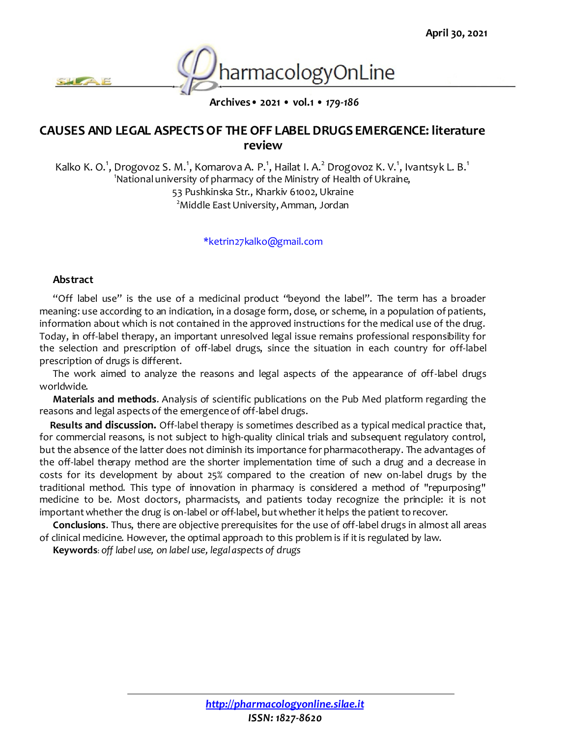April 30, 2021

# CAUSES AND LEGAL ASPECTS OF THE OFF LABEL DRUGS EMERGENCE: literature review

Kalko K. O.[1], Drogovoz S. M.[1], Komarova A. P.[1], Hailat I. A.[2] Drogovoz K. V.[1], Ivantsyk L. B.[1]

[1]National university of pharmacy of the Ministry of Health of Ukraine, 53 Pushkinska Str., Kharkiv 61002, Ukraine

[2]Middle East University, Amman, Jordan

*ketrin27kalko@gmail.com

## Abstract

"Off label use" is the use of a medicinal product "beyond the label". The term has a broader meaning: use according to an indication, in a dosage form, dose, or scheme, in a population of patients, information about which is not contained in the approved instructions for the medical use of the drug. Today, in off-label therapy, an important unresolved legal issue remains professional responsibility for the selection and prescription of off-label drugs, since the situation in each country for off-label prescription of drugs is different.

The work aimed to analyze the reasons and legal aspects of the appearance of off-label drugs worldwide.

**Materials and methods**. Analysis of scientific publications on the Pub Med platform regarding the reasons and legal aspects of the emergence of off-label drugs.

**Results and discussion.** Off-label therapy is sometimes described as a typical medical practice that, for commercial reasons, is not subject to high-quality clinical trials and subsequent regulatory control, but the absence of the latter does not diminish its importance for pharmacotherapy. The advantages of the off-label therapy method are the shorter implementation time of such a drug and a decrease in costs for its development by about 25% compared to the creation of new on-label drugs by the traditional method. This type of innovation in pharmacy is considered a method of "repurposing" medicine to be. Most doctors, pharmacists, and patients today recognize the principle: it is not important whether the drug is on-label or off-label, but whether it helps the patient to recover.

**Conclusions**. Thus, there are objective prerequisites for the use of off-label drugs in almost all areas of clinical medicine. However, the optimal approach to this problem is if it is regulated by law.

**Keywords**: *off label use, on label use, legal aspects of drugs*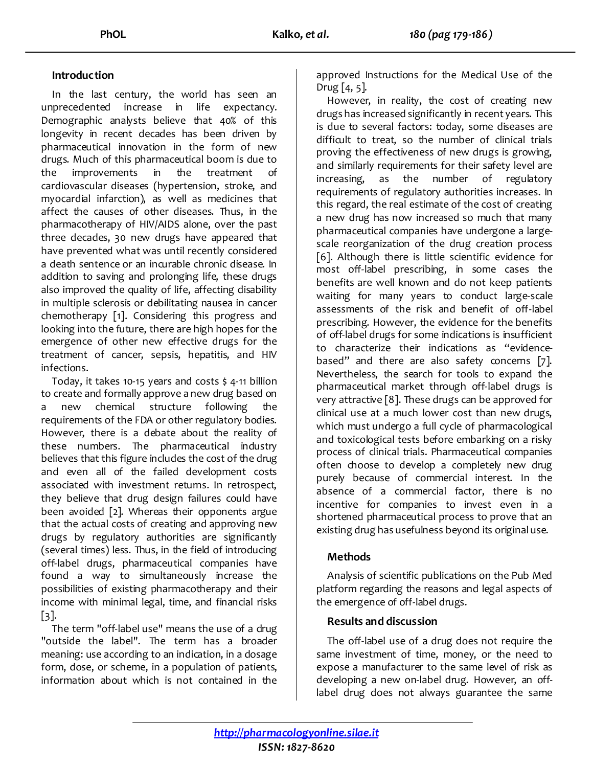## Introduction

In the last century, the world has seen an unprecedented increase in life expectancy. Demographic analysts believe that 40% of this longevity in recent decades has been driven by pharmaceutical innovation in the form of new drugs. Much of this pharmaceutical boom is due to the improvements in the treatment of cardiovascular diseases (hypertension, stroke, and myocardial infarction), as well as medicines that affect the causes of other diseases. Thus, in the pharmacotherapy of HIV/AIDS alone, over the past three decades, 30 new drugs have appeared that have prevented what was until recently considered a death sentence or an incurable chronic disease. In addition to saving and prolonging life, these drugs also improved the quality of life, affecting disability in multiple sclerosis or debilitating nausea in cancer chemotherapy [1]. Considering this progress and looking into the future, there are high hopes for the emergence of other new effective drugs for the treatment of cancer, sepsis, hepatitis, and HIV infections.

Today, it takes 10-15 years and costs $ 4-11 billion to create and formally approve a new drug based on a new chemical structure following the requirements of the FDA or other regulatory bodies. However, there is a debate about the reality of these numbers. The pharmaceutical industry believes that this figure includes the cost of the drug and even all of the failed development costs associated with investment returns. In retrospect, they believe that drug design failures could have been avoided [2]. Whereas their opponents argue that the actual costs of creating and approving new drugs by regulatory authorities are significantly (several times) less. Thus, in the field of introducing off-label drugs, pharmaceutical companies have found a way to simultaneously increase the possibilities of existing pharmacotherapy and their income with minimal legal, time, and financial risks [3].

The term "off-label use" means the use of a drug "outside the label". The term has a broader meaning: use according to an indication, in a dosage form, dose, or scheme, in a population of patients, information about which is not contained in the approved Instructions for the Medical Use of the Drug [4, 5].

However, in reality, the cost of creating new drugs has increased significantly in recent years. This is due to several factors: today, some diseases are difficult to treat, so the number of clinical trials proving the effectiveness of new drugs is growing, and similarly requirements for their safety level are increasing, as the number of regulatory requirements of regulatory authorities increases. In this regard, the real estimate of the cost of creating a new drug has now increased so much that many pharmaceutical companies have undergone a large-scale reorganization of the drug creation process [6]. Although there is little scientific evidence for most off-label prescribing, in some cases the benefits are well known and do not keep patients waiting for many years to conduct large-scale assessments of the risk and benefit of off-label prescribing. However, the evidence for the benefits of off-label drugs for some indications is insufficient to characterize their indications as "evidence-based" and there are also safety concerns [7]. Nevertheless, the search for tools to expand the pharmaceutical market through off-label drugs is very attractive [8]. These drugs can be approved for clinical use at a much lower cost than new drugs, which must undergo a full cycle of pharmacological and toxicological tests before embarking on a risky process of clinical trials. Pharmaceutical companies often choose to develop a completely new drug purely because of commercial interest. In the absence of a commercial factor, there is no incentive for companies to invest even in a shortened pharmaceutical process to prove that an existing drug has usefulness beyond its original use.

## Methods

Analysis of scientific publications on the Pub Med platform regarding the reasons and legal aspects of the emergence of off-label drugs.

## Results and discussion

The off-label use of a drug does not require the same investment of time, money, or the need to expose a manufacturer to the same level of risk as developing a new on-label drug. However, an off-label drug does not always guarantee the same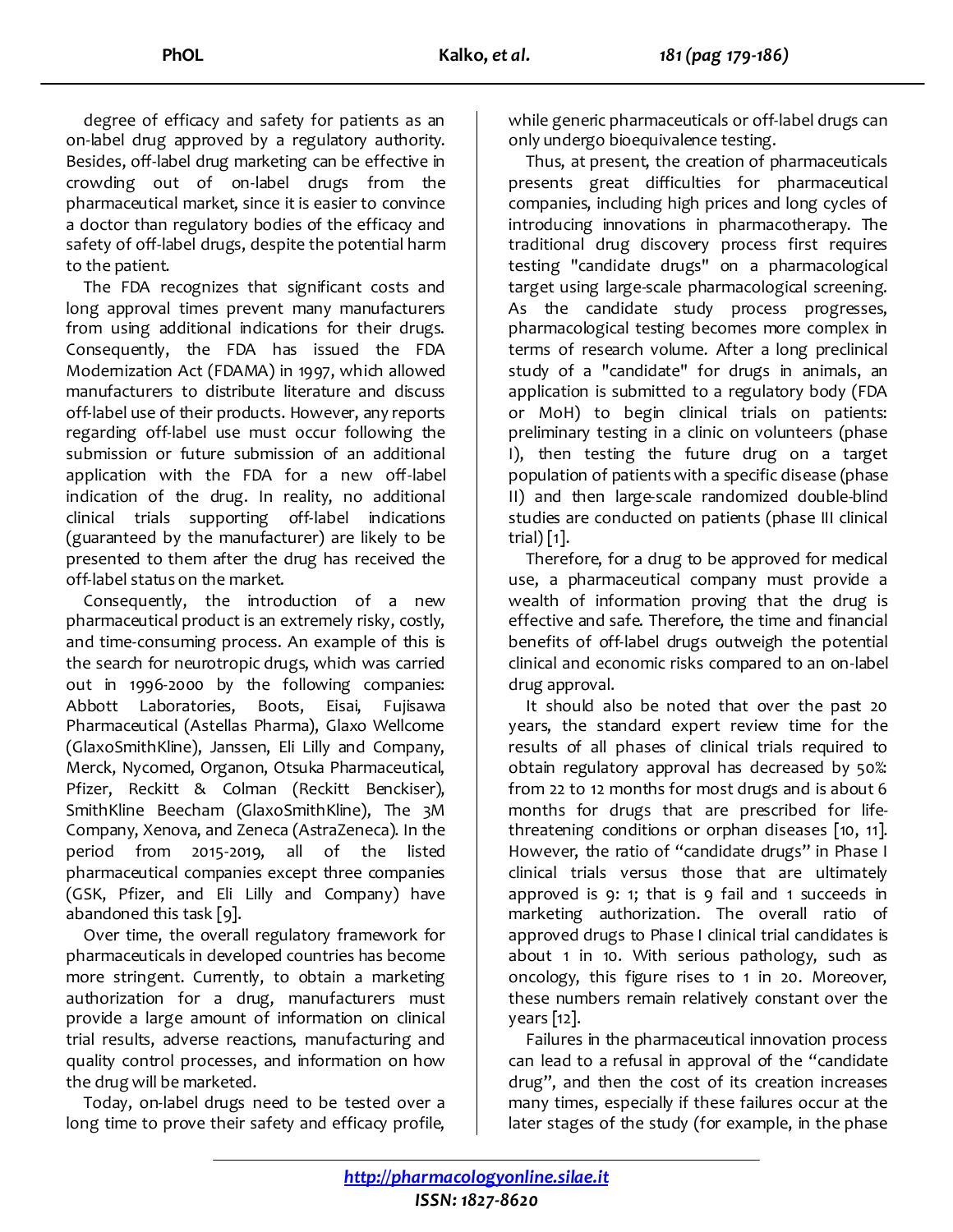degree of efficacy and safety for patients as an on-label drug approved by a regulatory authority. Besides, off-label drug marketing can be effective in crowding out of on-label drugs from the pharmaceutical market, since it is easier to convince a doctor than regulatory bodies of the efficacy and safety of off-label drugs, despite the potential harm to the patient.

The FDA recognizes that significant costs and long approval times prevent many manufacturers from using additional indications for their drugs. Consequently, the FDA has issued the FDA Modernization Act (FDAMA) in 1997, which allowed manufacturers to distribute literature and discuss off-label use of their products. However, any reports regarding off-label use must occur following the submission or future submission of an additional application with the FDA for a new off-label indication of the drug. In reality, no additional clinical trials supporting off-label indications (guaranteed by the manufacturer) are likely to be presented to them after the drug has received the off-label status on the market.

Consequently, the introduction of a new pharmaceutical product is an extremely risky, costly, and time-consuming process. An example of this is the search for neurotropic drugs, which was carried out in 1996-2000 by the following companies: Abbott Laboratories, Boots, Eisai, Fujisawa Pharmaceutical (Astellas Pharma), Glaxo Wellcome (GlaxoSmithKline), Janssen, Eli Lilly and Company, Merck, Nycomed, Organon, Otsuka Pharmaceutical, Pfizer, Reckitt & Colman (Reckitt Benckiser), SmithKline Beecham (GlaxoSmithKline), The 3M Company, Xenova, and Zeneca (AstraZeneca). In the period from 2015-2019, all of the listed pharmaceutical companies except three companies (GSK, Pfizer, and Eli Lilly and Company) have abandoned this task [9].

Over time, the overall regulatory framework for pharmaceuticals in developed countries has become more stringent. Currently, to obtain a marketing authorization for a drug, manufacturers must provide a large amount of information on clinical trial results, adverse reactions, manufacturing and quality control processes, and information on how the drug will be marketed.

Today, on-label drugs need to be tested over a long time to prove their safety and efficacy profile, while generic pharmaceuticals or off-label drugs can only undergo bioequivalence testing.

Thus, at present, the creation of pharmaceuticals presents great difficulties for pharmaceutical companies, including high prices and long cycles of introducing innovations in pharmacotherapy. The traditional drug discovery process first requires testing "candidate drugs" on a pharmacological target using large-scale pharmacological screening. As the candidate study process progresses, pharmacological testing becomes more complex in terms of research volume. After a long preclinical study of a "candidate" for drugs in animals, an application is submitted to a regulatory body (FDA or MoH) to begin clinical trials on patients: preliminary testing in a clinic on volunteers (phase I), then testing the future drug on a target population of patients with a specific disease (phase II) and then large-scale randomized double-blind studies are conducted on patients (phase III clinical trial) [1].

Therefore, for a drug to be approved for medical use, a pharmaceutical company must provide a wealth of information proving that the drug is effective and safe. Therefore, the time and financial benefits of off-label drugs outweigh the potential clinical and economic risks compared to an on-label drug approval.

It should also be noted that over the past 20 years, the standard expert review time for the results of all phases of clinical trials required to obtain regulatory approval has decreased by 50%: from 22 to 12 months for most drugs and is about 6 months for drugs that are prescribed for life-threatening conditions or orphan diseases [10, 11]. However, the ratio of "candidate drugs" in Phase I clinical trials versus those that are ultimately approved is 9: 1; that is 9 fail and 1 succeeds in marketing authorization. The overall ratio of approved drugs to Phase I clinical trial candidates is about 1 in 10. With serious pathology, such as oncology, this figure rises to 1 in 20. Moreover, these numbers remain relatively constant over the years [12].

Failures in the pharmaceutical innovation process can lead to a refusal in approval of the "candidate drug", and then the cost of its creation increases many times, especially if these failures occur at the later stages of the study (for example, in the phase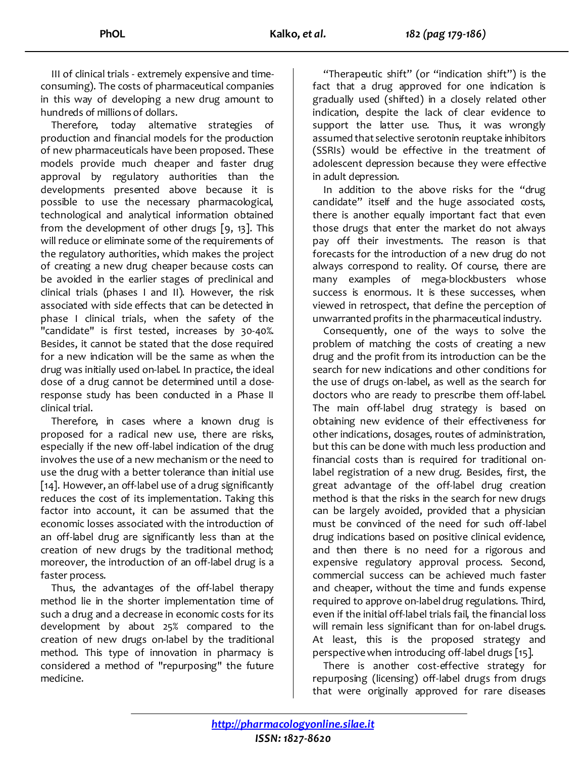III of clinical trials - extremely expensive and time-consuming). The costs of pharmaceutical companies in this way of developing a new drug amount to hundreds of millions of dollars.

Therefore, today alternative strategies of production and financial models for the production of new pharmaceuticals have been proposed. These models provide much cheaper and faster drug approval by regulatory authorities than the developments presented above because it is possible to use the necessary pharmacological, technological and analytical information obtained from the development of other drugs [9, 13]. This will reduce or eliminate some of the requirements of the regulatory authorities, which makes the project of creating a new drug cheaper because costs can be avoided in the earlier stages of preclinical and clinical trials (phases I and II). However, the risk associated with side effects that can be detected in phase I clinical trials, when the safety of the "candidate" is first tested, increases by 30-40%. Besides, it cannot be stated that the dose required for a new indication will be the same as when the drug was initially used on-label. In practice, the ideal dose of a drug cannot be determined until a dose-response study has been conducted in a Phase II clinical trial.

Therefore, in cases where a known drug is proposed for a radical new use, there are risks, especially if the new off-label indication of the drug involves the use of a new mechanism or the need to use the drug with a better tolerance than initial use [14]. However, an off-label use of a drug significantly reduces the cost of its implementation. Taking this factor into account, it can be assumed that the economic losses associated with the introduction of an off-label drug are significantly less than at the creation of new drugs by the traditional method; moreover, the introduction of an off-label drug is a faster process.

Thus, the advantages of the off-label therapy method lie in the shorter implementation time of such a drug and a decrease in economic costs for its development by about 25% compared to the creation of new drugs on-label by the traditional method. This type of innovation in pharmacy is considered a method of "repurposing" the future medicine.

"Therapeutic shift" (or "indication shift") is the fact that a drug approved for one indication is gradually used (shifted) in a closely related other indication, despite the lack of clear evidence to support the latter use. Thus, it was wrongly assumed that selective serotonin reuptake inhibitors (SSRIs) would be effective in the treatment of adolescent depression because they were effective in adult depression.

In addition to the above risks for the "drug candidate" itself and the huge associated costs, there is another equally important fact that even those drugs that enter the market do not always pay off their investments. The reason is that forecasts for the introduction of a new drug do not always correspond to reality. Of course, there are many examples of mega-blockbusters whose success is enormous. It is these successes, when viewed in retrospect, that define the perception of unwarranted profits in the pharmaceutical industry.

Consequently, one of the ways to solve the problem of matching the costs of creating a new drug and the profit from its introduction can be the search for new indications and other conditions for the use of drugs on-label, as well as the search for doctors who are ready to prescribe them off-label. The main off-label drug strategy is based on obtaining new evidence of their effectiveness for other indications, dosages, routes of administration, but this can be done with much less production and financial costs than is required for traditional on-label registration of a new drug. Besides, first, the great advantage of the off-label drug creation method is that the risks in the search for new drugs can be largely avoided, provided that a physician must be convinced of the need for such off-label drug indications based on positive clinical evidence, and then there is no need for a rigorous and expensive regulatory approval process. Second, commercial success can be achieved much faster and cheaper, without the time and funds expense required to approve on-label drug regulations. Third, even if the initial off-label trials fail, the financial loss will remain less significant than for on-label drugs. At least, this is the proposed strategy and perspective when introducing off-label drugs [15].

There is another cost-effective strategy for repurposing (licensing) off-label drugs from drugs that were originally approved for rare diseases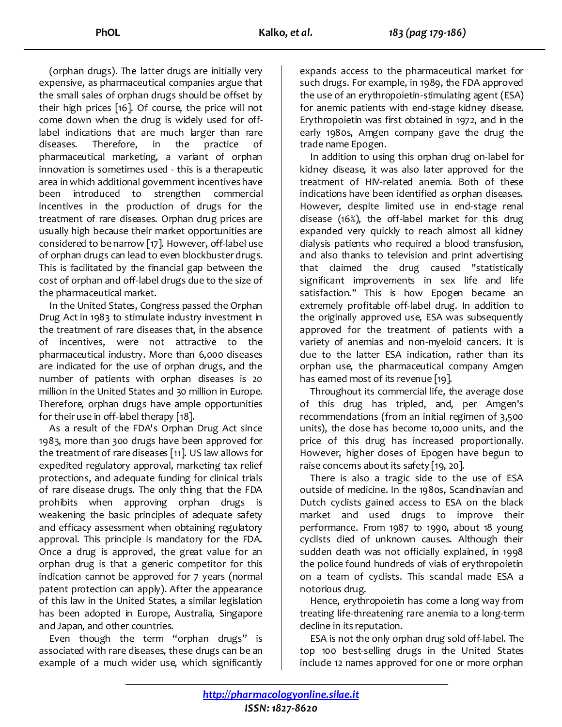(orphan drugs). The latter drugs are initially very expensive, as pharmaceutical companies argue that the small sales of orphan drugs should be offset by their high prices [16]. Of course, the price will not come down when the drug is widely used for off-label indications that are much larger than rare diseases. Therefore, in the practice of pharmaceutical marketing, a variant of orphan innovation is sometimes used - this is a therapeutic area in which additional government incentives have been introduced to strengthen commercial incentives in the production of drugs for the treatment of rare diseases. Orphan drug prices are usually high because their market opportunities are considered to be narrow [17]. However, off-label use of orphan drugs can lead to even blockbuster drugs. This is facilitated by the financial gap between the cost of orphan and off-label drugs due to the size of the pharmaceutical market.

In the United States, Congress passed the Orphan Drug Act in 1983 to stimulate industry investment in the treatment of rare diseases that, in the absence of incentives, were not attractive to the pharmaceutical industry. More than 6,000 diseases are indicated for the use of orphan drugs, and the number of patients with orphan diseases is 20 million in the United States and 30 million in Europe. Therefore, orphan drugs have ample opportunities for their use in off-label therapy [18].

As a result of the FDA's Orphan Drug Act since 1983, more than 300 drugs have been approved for the treatment of rare diseases [11]. US law allows for expedited regulatory approval, marketing tax relief protections, and adequate funding for clinical trials of rare disease drugs. The only thing that the FDA prohibits when approving orphan drugs is weakening the basic principles of adequate safety and efficacy assessment when obtaining regulatory approval. This principle is mandatory for the FDA. Once a drug is approved, the great value for an orphan drug is that a generic competitor for this indication cannot be approved for 7 years (normal patent protection can apply). After the appearance of this law in the United States, a similar legislation has been adopted in Europe, Australia, Singapore and Japan, and other countries.

Even though the term "orphan drugs" is associated with rare diseases, these drugs can be an example of a much wider use, which significantly expands access to the pharmaceutical market for such drugs. For example, in 1989, the FDA approved the use of an erythropoietin-stimulating agent (ESA) for anemic patients with end-stage kidney disease. Erythropoietin was first obtained in 1972, and in the early 1980s, Amgen company gave the drug the trade name Epogen.

In addition to using this orphan drug on-label for kidney disease, it was also later approved for the treatment of HIV-related anemia. Both of these indications have been identified as orphan diseases. However, despite limited use in end-stage renal disease (16%), the off-label market for this drug expanded very quickly to reach almost all kidney dialysis patients who required a blood transfusion, and also thanks to television and print advertising that claimed the drug caused "statistically significant improvements in sex life and life satisfaction." This is how Epogen became an extremely profitable off-label drug. In addition to the originally approved use, ESA was subsequently approved for the treatment of patients with a variety of anemias and non-myeloid cancers. It is due to the latter ESA indication, rather than its orphan use, the pharmaceutical company Amgen has earned most of its revenue [19].

Throughout its commercial life, the average dose of this drug has tripled, and, per Amgen's recommendations (from an initial regimen of 3,500 units), the dose has become 10,000 units, and the price of this drug has increased proportionally. However, higher doses of Epogen have begun to raise concerns about its safety [19, 20].

There is also a tragic side to the use of ESA outside of medicine. In the 1980s, Scandinavian and Dutch cyclists gained access to ESA on the black market and used drugs to improve their performance. From 1987 to 1990, about 18 young cyclists died of unknown causes. Although their sudden death was not officially explained, in 1998 the police found hundreds of vials of erythropoietin on a team of cyclists. This scandal made ESA a notorious drug.

Hence, erythropoietin has come a long way from treating life-threatening rare anemia to a long-term decline in its reputation.

ESA is not the only orphan drug sold off-label. The top 100 best-selling drugs in the United States include 12 names approved for one or more orphan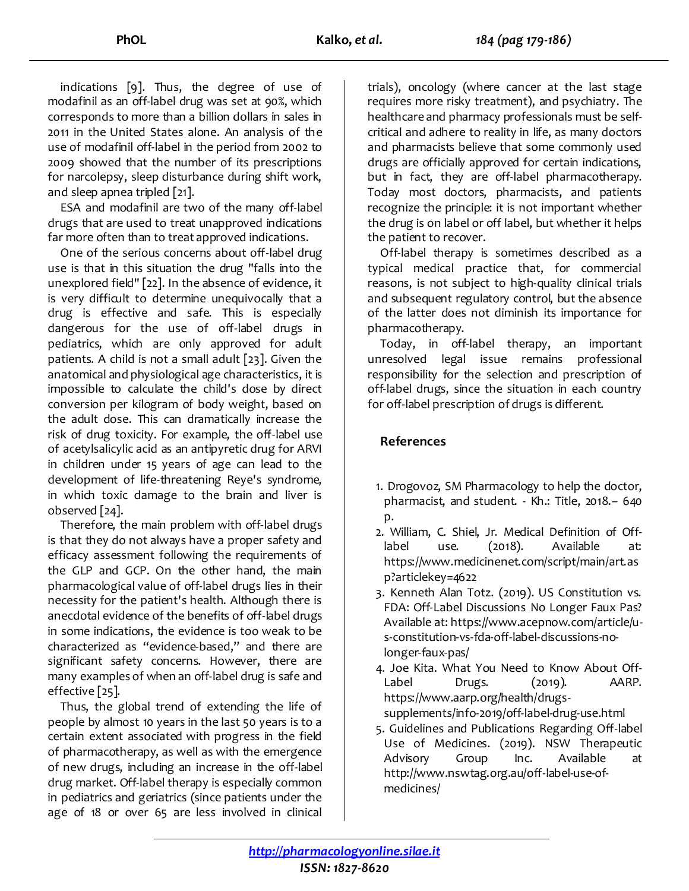indications [9]. Thus, the degree of use of modafinil as an off-label drug was set at 90%, which corresponds to more than a billion dollars in sales in 2011 in the United States alone. An analysis of the use of modafinil off-label in the period from 2002 to 2009 showed that the number of its prescriptions for narcolepsy, sleep disturbance during shift work, and sleep apnea tripled [21].

ESA and modafinil are two of the many off-label drugs that are used to treat unapproved indications far more often than to treat approved indications.

One of the serious concerns about off-label drug use is that in this situation the drug "falls into the unexplored field" [22]. In the absence of evidence, it is very difficult to determine unequivocally that a drug is effective and safe. This is especially dangerous for the use of off-label drugs in pediatrics, which are only approved for adult patients. A child is not a small adult [23]. Given the anatomical and physiological age characteristics, it is impossible to calculate the child's dose by direct conversion per kilogram of body weight, based on the adult dose. This can dramatically increase the risk of drug toxicity. For example, the off-label use of acetylsalicylic acid as an antipyretic drug for ARVI in children under 15 years of age can lead to the development of life-threatening Reye's syndrome, in which toxic damage to the brain and liver is observed [24].

Therefore, the main problem with off-label drugs is that they do not always have a proper safety and efficacy assessment following the requirements of the GLP and GCP. On the other hand, the main pharmacological value of off-label drugs lies in their necessity for the patient's health. Although there is anecdotal evidence of the benefits of off-label drugs in some indications, the evidence is too weak to be characterized as "evidence-based," and there are significant safety concerns. However, there are many examples of when an off-label drug is safe and effective [25].

Thus, the global trend of extending the life of people by almost 10 years in the last 50 years is to a certain extent associated with progress in the field of pharmacotherapy, as well as with the emergence of new drugs, including an increase in the off-label drug market. Off-label therapy is especially common in pediatrics and geriatrics (since patients under the age of 18 or over 65 are less involved in clinical trials), oncology (where cancer at the last stage requires more risky treatment), and psychiatry. The healthcare and pharmacy professionals must be self-critical and adhere to reality in life, as many doctors and pharmacists believe that some commonly used drugs are officially approved for certain indications, but in fact, they are off-label pharmacotherapy. Today most doctors, pharmacists, and patients recognize the principle: it is not important whether the drug is on label or off label, but whether it helps the patient to recover.

Off-label therapy is sometimes described as a typical medical practice that, for commercial reasons, is not subject to high-quality clinical trials and subsequent regulatory control, but the absence of the latter does not diminish its importance for pharmacotherapy.

Today, in off-label therapy, an important unresolved legal issue remains professional responsibility for the selection and prescription of off-label drugs, since the situation in each country for off-label prescription of drugs is different.

## References

1. Drogovoz, SM Pharmacology to help the doctor, pharmacist, and student. - Kh.: Title, 2018.– 640 p.
2. William, C. Shiel, Jr. Medical Definition of Off-label use. (2018). Available at: https://www.medicinenet.com/script/main/art.asp?articlekey=4622
3. Kenneth Alan Totz. (2019). US Constitution vs. FDA: Off-Label Discussions No Longer Faux Pas? Available at: https://www.acepnow.com/article/u-s-constitution-vs-fda-off-label-discussions-no-longer-faux-pas/
4. Joe Kita. What You Need to Know About Off-Label Drugs. (2019). AARP. https://www.aarp.org/health/drugs-supplements/info-2019/off-label-drug-use.html
5. Guidelines and Publications Regarding Off-label Use of Medicines. (2019). NSW Therapeutic Advisory Group Inc. Available at http://www.nswtag.org.au/off-label-use-of-medicines/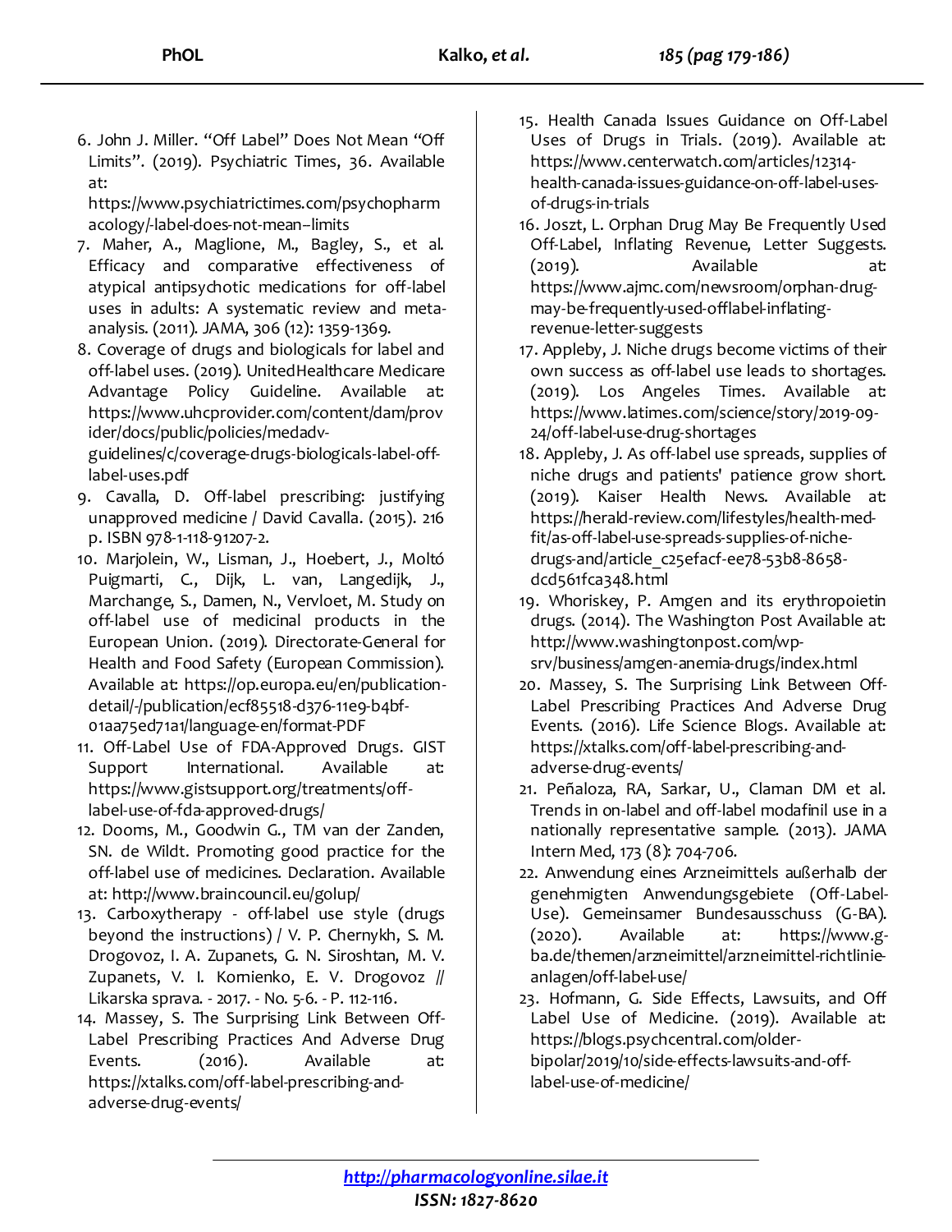6. John J. Miller. "Off Label" Does Not Mean "Off Limits". (2019). Psychiatric Times, 36. Available at: https://www.psychiatrictimes.com/psychopharmacology/-label-does-not-mean--limits
7. Maher, A., Maglione, M., Bagley, S., et al. Efficacy and comparative effectiveness of atypical antipsychotic medications for off-label uses in adults: A systematic review and meta-analysis. (2011). JAMA, 306 (12): 1359-1369.
8. Coverage of drugs and biologicals for label and off-label uses. (2019). UnitedHealthcare Medicare Advantage Policy Guideline. Available at: https://www.uhcprovider.com/content/dam/provider/docs/public/policies/medadv-guidelines/c/coverage-drugs-biologicals-label-off-label-uses.pdf
9. Cavalla, D. Off-label prescribing: justifying unapproved medicine / David Cavalla. (2015). 216 p. ISBN 978-1-118-91207-2.
10. Marjolein, W., Lisman, J., Hoebert, J., Moltó Puigmarti, C., Dijk, L. van, Langedijk, J., Marchange, S., Damen, N., Vervloet, M. Study on off-label use of medicinal products in the European Union. (2019). Directorate-General for Health and Food Safety (European Commission). Available at: https://op.europa.eu/en/publication-detail/-/publication/ecf85518-d376-11e9-b4bf-01aa75ed71a1/language-en/format-PDF
11. Off-Label Use of FDA-Approved Drugs. GIST Support International. Available at: https://www.gistsupport.org/treatments/off-label-use-of-fda-approved-drugs/
12. Dooms, M., Goodwin G., TM van der Zanden, SN. de Wildt. Promoting good practice for the off-label use of medicines. Declaration. Available at: http://www.braincouncil.eu/golup/
13. Carboxytherapy - off-label use style (drugs beyond the instructions) / V. P. Chernykh, S. M. Drogovoz, I. A. Zupanets, G. N. Siroshtan, M. V. Zupanets, V. I. Kornienko, E. V. Drogovoz // Likarska sprava. - 2017. - No. 5-6. - P. 112-116.
14. Massey, S. The Surprising Link Between Off-Label Prescribing Practices And Adverse Drug Events. (2016). Available at: https://xtalks.com/off-label-prescribing-and-adverse-drug-events/
15. Health Canada Issues Guidance on Off-Label Uses of Drugs in Trials. (2019). Available at: https://www.centerwatch.com/articles/12314-health-canada-issues-guidance-on-off-label-uses-of-drugs-in-trials
16. Joszt, L. Orphan Drug May Be Frequently Used Off-Label, Inflating Revenue, Letter Suggests. (2019). Available at: https://www.ajmc.com/newsroom/orphan-drug-may-be-frequently-used-offlabel-inflating-revenue-letter-suggests
17. Appleby, J. Niche drugs become victims of their own success as off-label use leads to shortages. (2019). Los Angeles Times. Available at: https://www.latimes.com/science/story/2019-09-24/off-label-use-drug-shortages
18. Appleby, J. As off-label use spreads, supplies of niche drugs and patients' patience grow short. (2019). Kaiser Health News. Available at: https://herald-review.com/lifestyles/health-med-fit/as-off-label-use-spreads-supplies-of-niche-drugs-and/article_c25efacf-ee78-53b8-8658-dcd561fca348.html
19. Whoriskey, P. Amgen and its erythropoietin drugs. (2014). The Washington Post Available at: http://www.washingtonpost.com/wp-srv/business/amgen-anemia-drugs/index.html
20. Massey, S. The Surprising Link Between Off-Label Prescribing Practices And Adverse Drug Events. (2016). Life Science Blogs. Available at: https://xtalks.com/off-label-prescribing-and-adverse-drug-events/
21. Peñaloza, RA, Sarkar, U., Claman DM et al. Trends in on-label and off-label modafinil use in a nationally representative sample. (2013). JAMA Intern Med, 173 (8): 704-706.
22. Anwendung eines Arzneimittels außerhalb der genehmigten Anwendungsgebiete (Off-Label-Use). Gemeinsamer Bundesausschuss (G-BA). (2020). Available at: https://www.g-ba.de/themen/arzneimittel/arzneimittel-richtlinie-anlagen/off-label-use/
23. Hofmann, G. Side Effects, Lawsuits, and Off Label Use of Medicine. (2019). Available at: https://blogs.psychcentral.com/older-bipolar/2019/10/side-effects-lawsuits-and-off-label-use-of-medicine/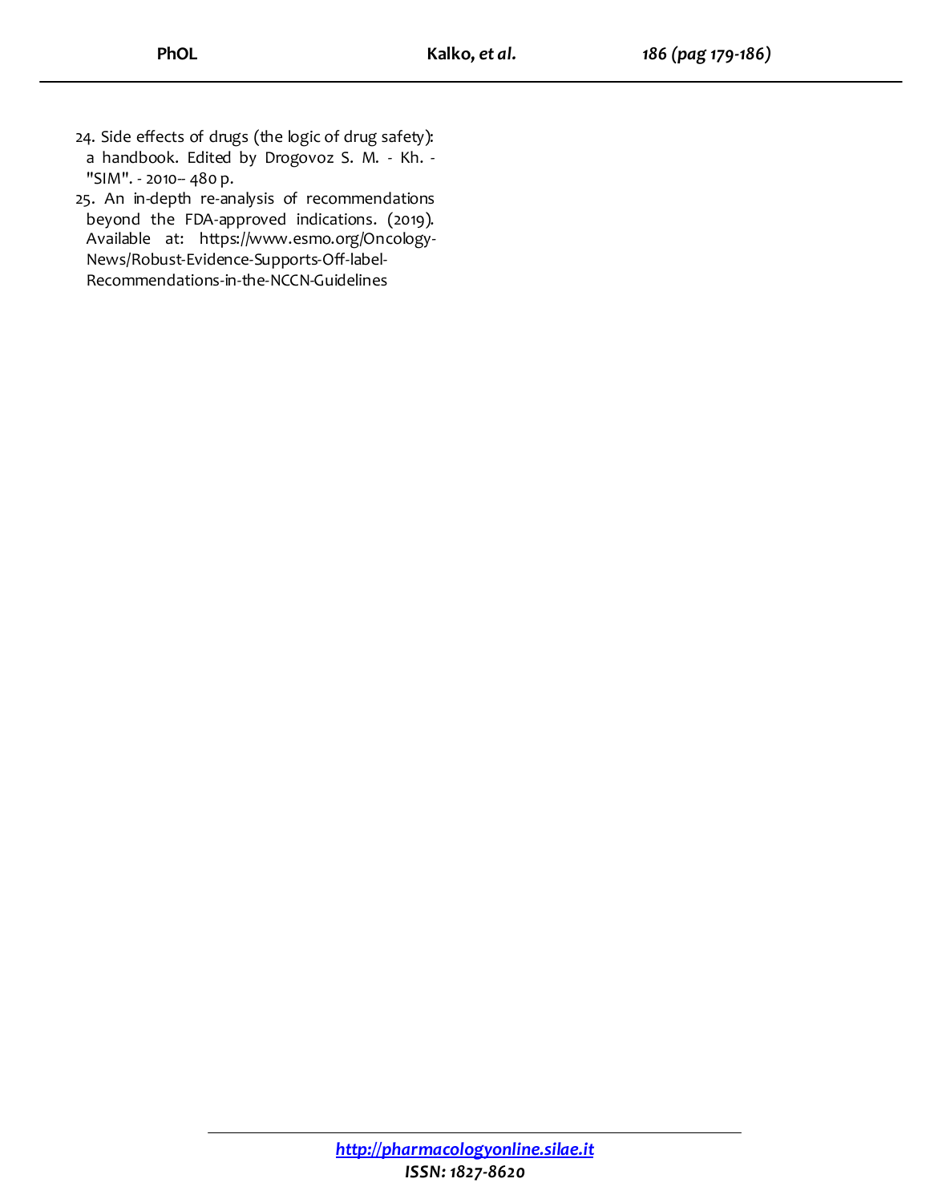24. Side effects of drugs (the logic of drug safety): a handbook. Edited by Drogovoz S. M. - Kh. - "SIM". - 2010– 480 p.
25. An in-depth re-analysis of recommendations beyond the FDA-approved indications. (2019). Available at: https://www.esmo.org/Oncology-News/Robust-Evidence-Supports-Off-label-Recommendations-in-the-NCCN-Guidelines